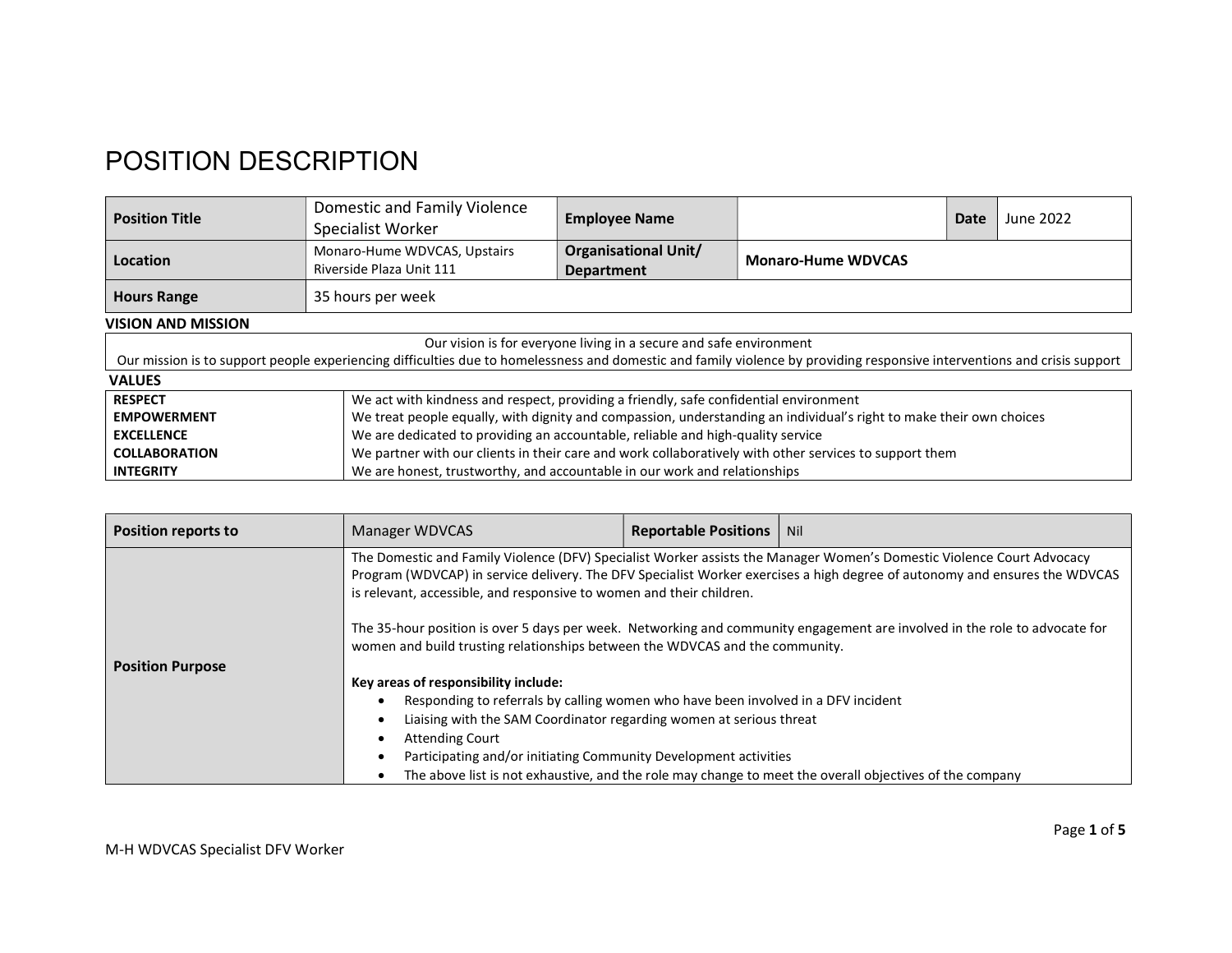# POSITION DESCRIPTION

| Position Title | Domestic and Family Violence Specialist Worker | Employee Name | | Date | June 2022 |
|---|---|---|---|---|---|
| Location | Monaro-Hume WDVCAS, Upstairs Riverside Plaza Unit 111 | Organisational Unit/ Department | Monaro-Hume WDVCAS | | |
| Hours Range | 35 hours per week | | | | |

**VISION AND MISSION**

| |
|---|
| Our vision is for everyone living in a secure and safe environment<br>Our mission is to support people experiencing difficulties due to homelessness and domestic and family violence by providing responsive interventions and crisis support |

**VALUES**

| | |
|---|---|
| **RESPECT** | We act with kindness and respect, providing a friendly, safe confidential environment |
| **EMPOWERMENT** | We treat people equally, with dignity and compassion, understanding an individual's right to make their own choices |
| **EXCELLENCE** | We are dedicated to providing an accountable, reliable and high-quality service |
| **COLLABORATION** | We partner with our clients in their care and work collaboratively with other services to support them |
| **INTEGRITY** | We are honest, trustworthy, and accountable in our work and relationships |

| Position reports to | Manager WDVCAS | Reportable Positions | Nil |
|---|---|---|---|
| Position Purpose | The Domestic and Family Violence (DFV) Specialist Worker assists the Manager Women's Domestic Violence Court Advocacy Program (WDVCAP) in service delivery. The DFV Specialist Worker exercises a high degree of autonomy and ensures the WDVCAS is relevant, accessible, and responsive to women and their children.<br><br>The 35-hour position is over 5 days per week. Networking and community engagement are involved in the role to advocate for women and build trusting relationships between the WDVCAS and the community.<br><br>**Key areas of responsibility include:**<br>• Responding to referrals by calling women who have been involved in a DFV incident<br>• Liaising with the SAM Coordinator regarding women at serious threat<br>• Attending Court<br>• Participating and/or initiating Community Development activities<br>• The above list is not exhaustive, and the role may change to meet the overall objectives of the company | | |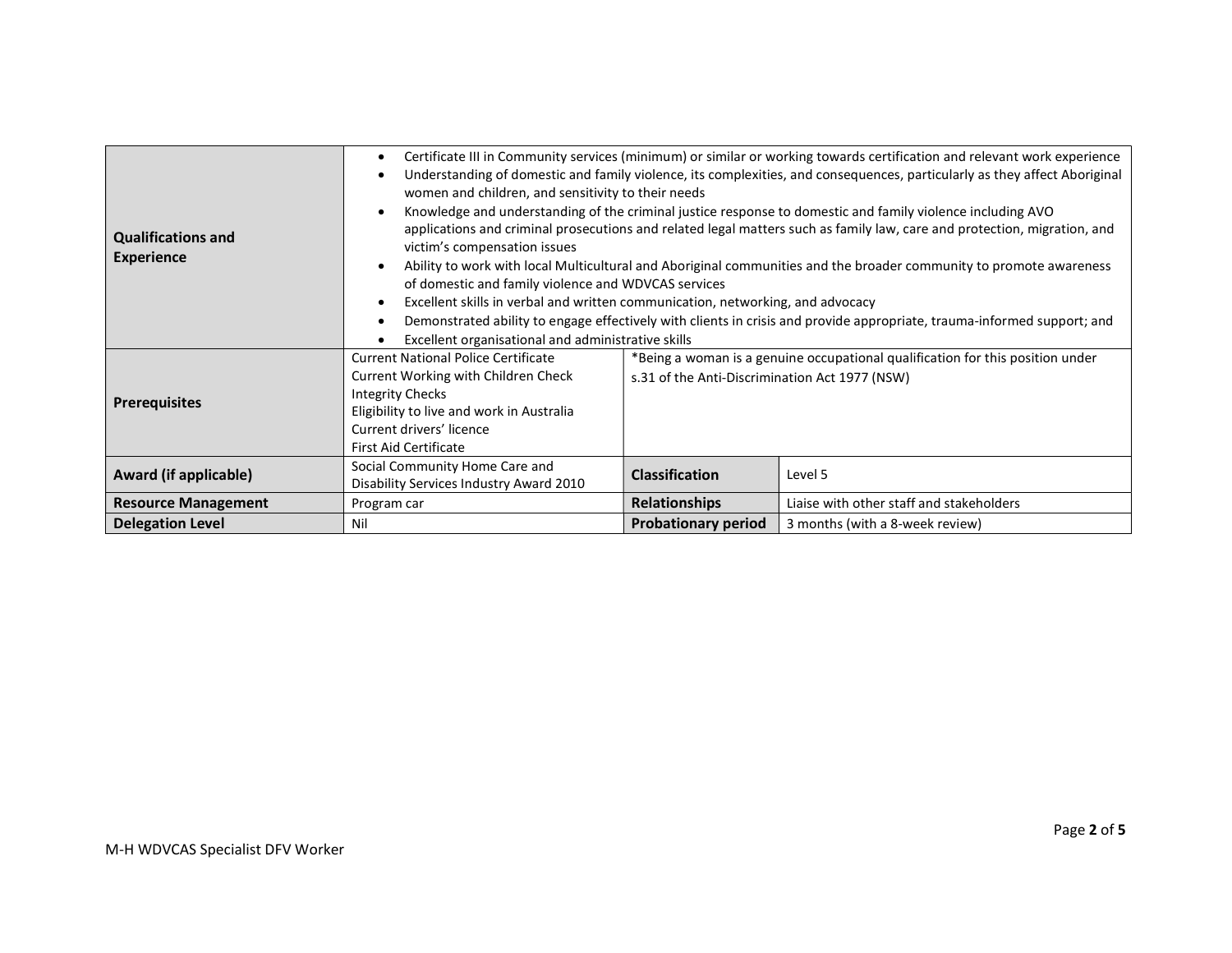| | | | |
|---|---|---|---|
| **Qualifications and Experience** | • Certificate III in Community services (minimum) or similar or working towards certification and relevant work experience<br>• Understanding of domestic and family violence, its complexities, and consequences, particularly as they affect Aboriginal women and children, and sensitivity to their needs<br>• Knowledge and understanding of the criminal justice response to domestic and family violence including AVO applications and criminal prosecutions and related legal matters such as family law, care and protection, migration, and victim's compensation issues<br>• Ability to work with local Multicultural and Aboriginal communities and the broader community to promote awareness of domestic and family violence and WDVCAS services<br>• Excellent skills in verbal and written communication, networking, and advocacy<br>• Demonstrated ability to engage effectively with clients in crisis and provide appropriate, trauma-informed support; and<br>• Excellent organisational and administrative skills | | |
| **Prerequisites** | Current National Police Certificate<br>Current Working with Children Check<br>Integrity Checks<br>Eligibility to live and work in Australia<br>Current drivers' licence<br>First Aid Certificate | *Being a woman is a genuine occupational qualification for this position under s.31 of the Anti-Discrimination Act 1977 (NSW) | |
| **Award (if applicable)** | Social Community Home Care and Disability Services Industry Award 2010 | **Classification** | Level 5 |
| **Resource Management** | Program car | **Relationships** | Liaise with other staff and stakeholders |
| **Delegation Level** | Nil | **Probationary period** | 3 months (with a 8-week review) |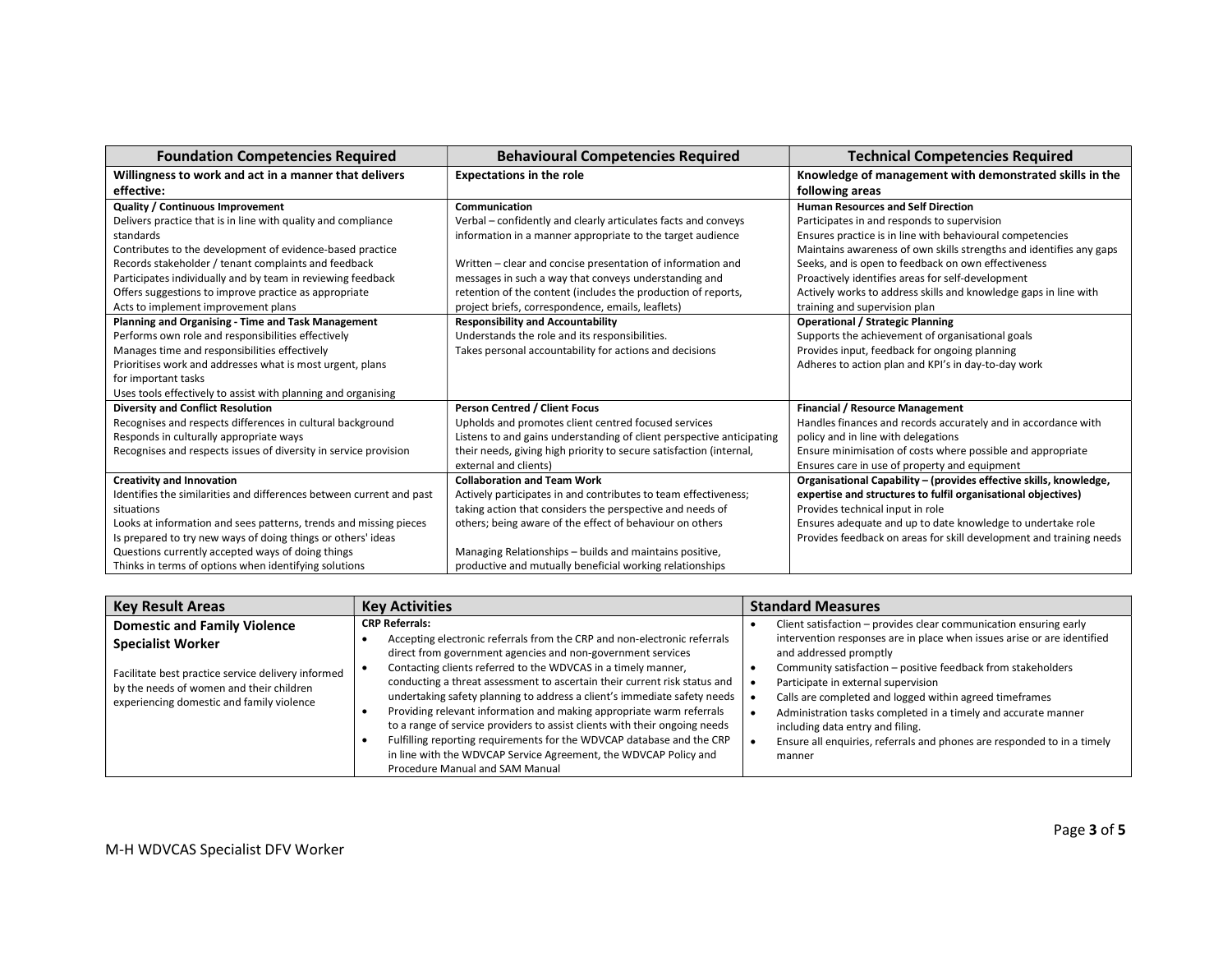| Foundation Competencies Required | Behavioural Competencies Required | Technical Competencies Required |
|---|---|---|
| **Willingness to work and act in a manner that delivers effective:** | **Expectations in the role** | **Knowledge of management with demonstrated skills in the following areas** |
| **Quality / Continuous Improvement**<br>Delivers practice that is in line with quality and compliance standards<br>Contributes to the development of evidence-based practice<br>Records stakeholder / tenant complaints and feedback<br>Participates individually and by team in reviewing feedback<br>Offers suggestions to improve practice as appropriate<br>Acts to implement improvement plans | **Communication**<br>Verbal – confidently and clearly articulates facts and conveys information in a manner appropriate to the target audience<br><br>Written – clear and concise presentation of information and messages in such a way that conveys understanding and retention of the content (includes the production of reports, project briefs, correspondence, emails, leaflets) | **Human Resources and Self Direction**<br>Participates in and responds to supervision<br>Ensures practice is in line with behavioural competencies<br>Maintains awareness of own skills strengths and identifies any gaps<br>Seeks, and is open to feedback on own effectiveness<br>Proactively identifies areas for self-development<br>Actively works to address skills and knowledge gaps in line with training and supervision plan |
| **Planning and Organising - Time and Task Management**<br>Performs own role and responsibilities effectively<br>Manages time and responsibilities effectively<br>Prioritises work and addresses what is most urgent, plans for important tasks<br>Uses tools effectively to assist with planning and organising | **Responsibility and Accountability**<br>Understands the role and its responsibilities.<br>Takes personal accountability for actions and decisions | **Operational / Strategic Planning**<br>Supports the achievement of organisational goals<br>Provides input, feedback for ongoing planning<br>Adheres to action plan and KPI's in day-to-day work |
| **Diversity and Conflict Resolution**<br>Recognises and respects differences in cultural background<br>Responds in culturally appropriate ways<br>Recognises and respects issues of diversity in service provision | **Person Centred / Client Focus**<br>Upholds and promotes client centred focused services<br>Listens to and gains understanding of client perspective anticipating their needs, giving high priority to secure satisfaction (internal, external and clients) | **Financial / Resource Management**<br>Handles finances and records accurately and in accordance with policy and in line with delegations<br>Ensure minimisation of costs where possible and appropriate<br>Ensures care in use of property and equipment |
| **Creativity and Innovation**<br>Identifies the similarities and differences between current and past situations<br>Looks at information and sees patterns, trends and missing pieces<br>Is prepared to try new ways of doing things or others' ideas<br>Questions currently accepted ways of doing things<br>Thinks in terms of options when identifying solutions | **Collaboration and Team Work**<br>Actively participates in and contributes to team effectiveness; taking action that considers the perspective and needs of others; being aware of the effect of behaviour on others<br><br>Managing Relationships – builds and maintains positive, productive and mutually beneficial working relationships | **Organisational Capability – (provides effective skills, knowledge, expertise and structures to fulfil organisational objectives)**<br>Provides technical input in role<br>Ensures adequate and up to date knowledge to undertake role<br>Provides feedback on areas for skill development and training needs |

| Key Result Areas | Key Activities | Standard Measures |
|---|---|---|
| **Domestic and Family Violence Specialist Worker**<br><br>Facilitate best practice service delivery informed by the needs of women and their children experiencing domestic and family violence | **CRP Referrals:**<br>• Accepting electronic referrals from the CRP and non-electronic referrals direct from government agencies and non-government services<br>• Contacting clients referred to the WDVCAS in a timely manner, conducting a threat assessment to ascertain their current risk status and undertaking safety planning to address a client's immediate safety needs<br>• Providing relevant information and making appropriate warm referrals to a range of service providers to assist clients with their ongoing needs<br>• Fulfilling reporting requirements for the WDVCAP database and the CRP in line with the WDVCAP Service Agreement, the WDVCAP Policy and Procedure Manual and SAM Manual | • Client satisfaction – provides clear communication ensuring early intervention responses are in place when issues arise or are identified and addressed promptly<br>• Community satisfaction – positive feedback from stakeholders<br>• Participate in external supervision<br>• Calls are completed and logged within agreed timeframes<br>• Administration tasks completed in a timely and accurate manner including data entry and filing.<br>• Ensure all enquiries, referrals and phones are responded to in a timely manner |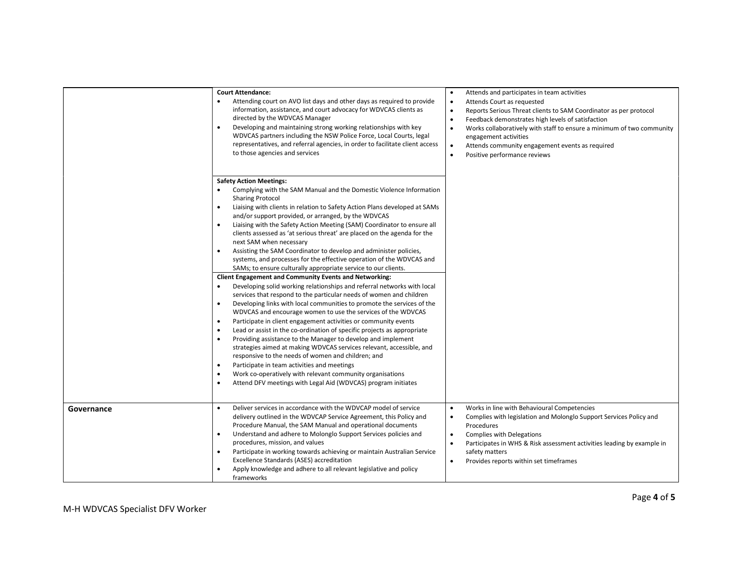| | | |
|---|---|---|
| | **Court Attendance:**<br>• Attending court on AVO list days and other days as required to provide information, assistance, and court advocacy for WDVCAS clients as directed by the WDVCAS Manager<br>• Developing and maintaining strong working relationships with key WDVCAS partners including the NSW Police Force, Local Courts, legal representatives, and referral agencies, in order to facilitate client access to those agencies and services | • Attends and participates in team activities<br>• Attends Court as requested<br>• Reports Serious Threat clients to SAM Coordinator as per protocol<br>• Feedback demonstrates high levels of satisfaction<br>• Works collaboratively with staff to ensure a minimum of two community engagement activities<br>• Attends community engagement events as required<br>• Positive performance reviews |
| | **Safety Action Meetings:**<br>• Complying with the SAM Manual and the Domestic Violence Information Sharing Protocol<br>• Liaising with clients in relation to Safety Action Plans developed at SAMs and/or support provided, or arranged, by the WDVCAS<br>• Liaising with the Safety Action Meeting (SAM) Coordinator to ensure all clients assessed as 'at serious threat' are placed on the agenda for the next SAM when necessary<br>• Assisting the SAM Coordinator to develop and administer policies, systems, and processes for the effective operation of the WDVCAS and SAMs; to ensure culturally appropriate service to our clients. | |
| | **Client Engagement and Community Events and Networking:**<br>• Developing solid working relationships and referral networks with local services that respond to the particular needs of women and children<br>• Developing links with local communities to promote the services of the WDVCAS and encourage women to use the services of the WDVCAS<br>• Participate in client engagement activities or community events<br>• Lead or assist in the co-ordination of specific projects as appropriate<br>• Providing assistance to the Manager to develop and implement strategies aimed at making WDVCAS services relevant, accessible, and responsive to the needs of women and children; and<br>• Participate in team activities and meetings<br>• Work co-operatively with relevant community organisations<br>• Attend DFV meetings with Legal Aid (WDVCAS) program initiates | |
| **Governance** | • Deliver services in accordance with the WDVCAP model of service delivery outlined in the WDVCAP Service Agreement, this Policy and Procedure Manual, the SAM Manual and operational documents<br>• Understand and adhere to Molonglo Support Services policies and procedures, mission, and values<br>• Participate in working towards achieving or maintain Australian Service Excellence Standards (ASES) accreditation<br>• Apply knowledge and adhere to all relevant legislative and policy frameworks | • Works in line with Behavioural Competencies<br>• Complies with legislation and Molonglo Support Services Policy and Procedures<br>• Complies with Delegations<br>• Participates in WHS & Risk assessment activities leading by example in safety matters<br>• Provides reports within set timeframes |

M-H WDVCAS Specialist DFV Worker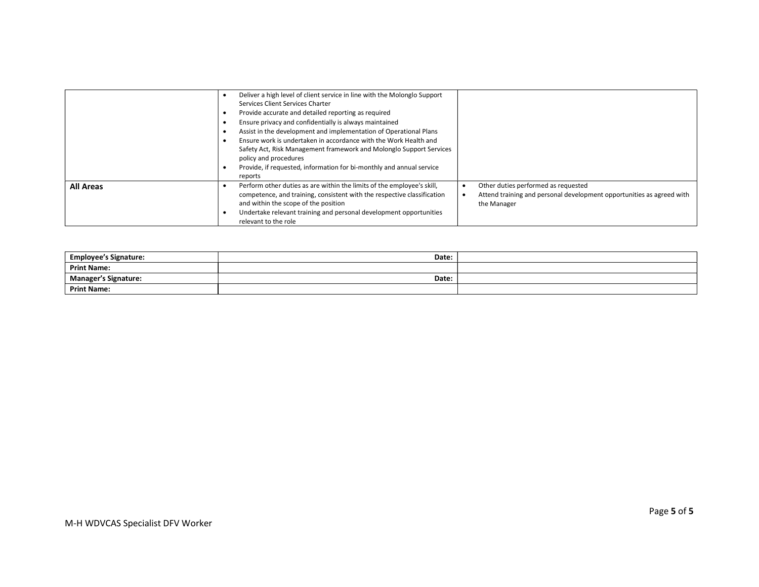| | | |
|---|---|---|
| | • Deliver a high level of client service in line with the Molonglo Support Services Client Services Charter<br>• Provide accurate and detailed reporting as required<br>• Ensure privacy and confidentially is always maintained<br>• Assist in the development and implementation of Operational Plans<br>• Ensure work is undertaken in accordance with the Work Health and Safety Act, Risk Management framework and Molonglo Support Services policy and procedures<br>• Provide, if requested, information for bi-monthly and annual service reports | |
| **All Areas** | • Perform other duties as are within the limits of the employee's skill, competence, and training, consistent with the respective classification and within the scope of the position<br>• Undertake relevant training and personal development opportunities relevant to the role | • Other duties performed as requested<br>• Attend training and personal development opportunities as agreed with the Manager |

| | | |
|---|---|---|
| **Employee's Signature:** | **Date:** | |
| **Print Name:** | | |
| **Manager's Signature:** | **Date:** | |
| **Print Name:** | | |

M-H WDVCAS Specialist DFV Worker